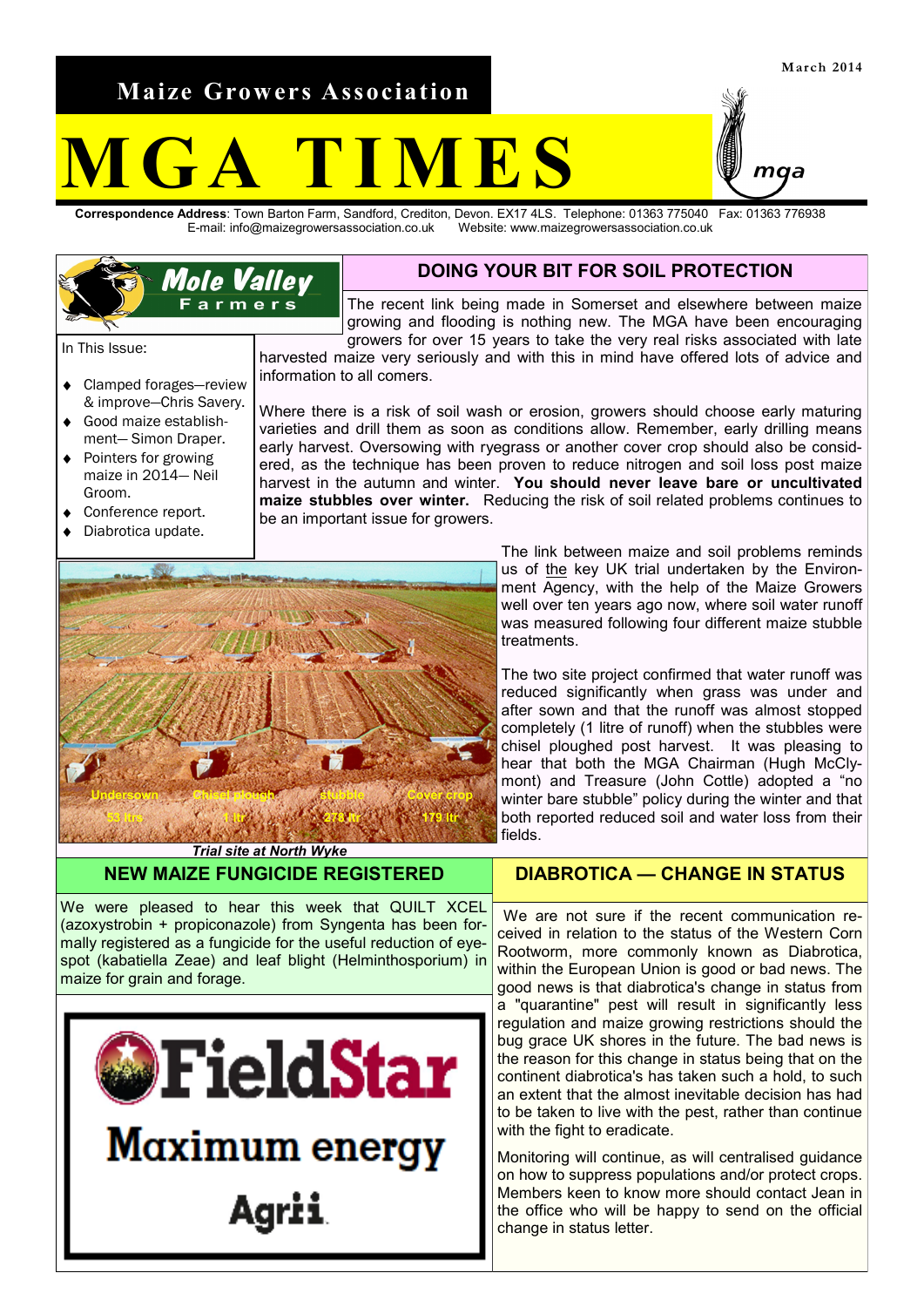March 2014

# Maize Growers Association

# MGA TIMES

**Correspondence Address**: Town Barton Farm, Sandford, Crediton, Devon. EX17 4LS. Telephone: 01363 775040 Fax: 01363 776938
E-mail: info@maizegrowersassociation.co.uk Website: www.maizegrowersassociation.co.uk

Mole Valley Farmers

In This Issue:

- Clamped forages—review & improve—Chris Savery.
- Good maize establishment— Simon Draper.
- Pointers for growing maize in 2014— Neil Groom.
- Conference report.
- Diabrotica update.

## DOING YOUR BIT FOR SOIL PROTECTION

The recent link being made in Somerset and elsewhere between maize growing and flooding is nothing new. The MGA have been encouraging growers for over 15 years to take the very real risks associated with late harvested maize very seriously and with this in mind have offered lots of advice and information to all comers.

Where there is a risk of soil wash or erosion, growers should choose early maturing varieties and drill them as soon as conditions allow. Remember, early drilling means early harvest. Oversowing with ryegrass or another cover crop should also be considered, as the technique has been proven to reduce nitrogen and soil loss post maize harvest in the autumn and winter. **You should never leave bare or uncultivated maize stubbles over winter.** Reducing the risk of soil related problems continues to be an important issue for growers.

Undersown 53 ltrs | Chisel plough 1 ltr | stubble 278 ltr | Cover crop 179 ltr

***Trial site at North Wyke***

The link between maize and soil problems reminds us of the key UK trial undertaken by the Environment Agency, with the help of the Maize Growers well over ten years ago now, where soil water runoff was measured following four different maize stubble treatments.

The two site project confirmed that water runoff was reduced significantly when grass was under and after sown and that the runoff was almost stopped completely (1 litre of runoff) when the stubbles were chisel ploughed post harvest. It was pleasing to hear that both the MGA Chairman (Hugh McClymont) and Treasure (John Cottle) adopted a "no winter bare stubble" policy during the winter and that both reported reduced soil and water loss from their fields.

## NEW MAIZE FUNGICIDE REGISTERED

We were pleased to hear this week that QUILT XCEL (azoxystrobin + propiconazole) from Syngenta has been formally registered as a fungicide for the useful reduction of eyespot (kabatiella Zeae) and leaf blight (Helminthosporium) in maize for grain and forage.

FieldStar
Maximum energy
Agrii.

## DIABROTICA — CHANGE IN STATUS

We are not sure if the recent communication received in relation to the status of the Western Corn Rootworm, more commonly known as Diabrotica, within the European Union is good or bad news. The good news is that diabrotica's change in status from a "quarantine" pest will result in significantly less regulation and maize growing restrictions should the bug grace UK shores in the future. The bad news is the reason for this change in status being that on the continent diabrotica's has taken such a hold, to such an extent that the almost inevitable decision has had to be taken to live with the pest, rather than continue with the fight to eradicate.

Monitoring will continue, as will centralised guidance on how to suppress populations and/or protect crops. Members keen to know more should contact Jean in the office who will be happy to send on the official change in status letter.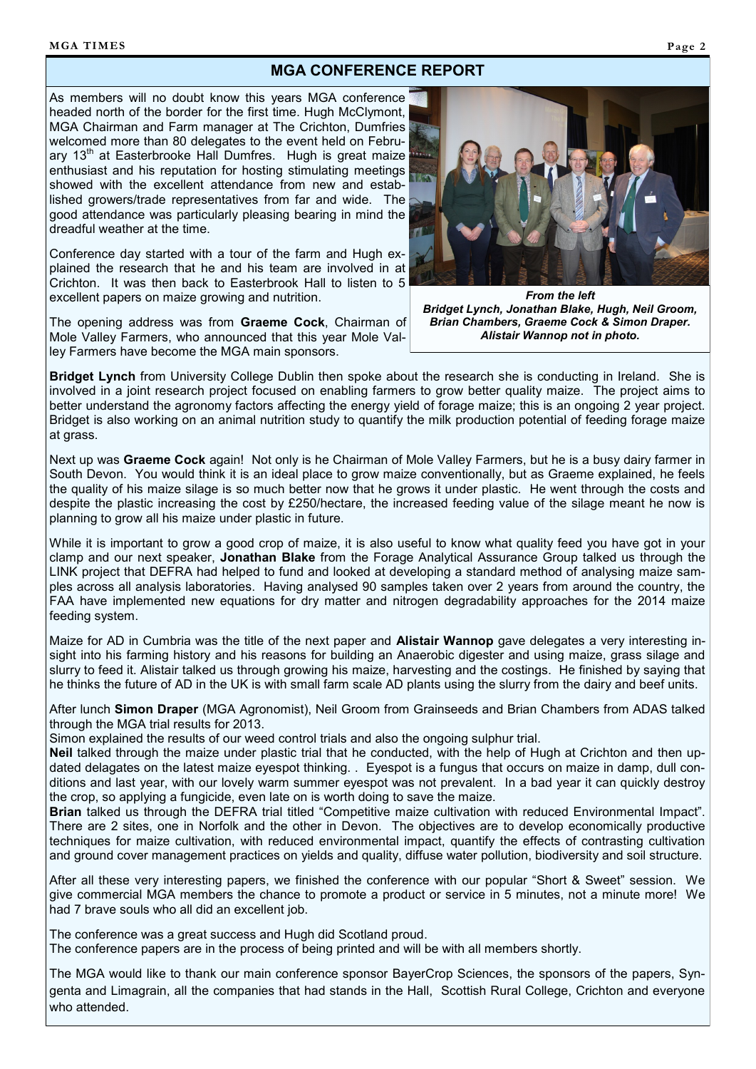## MGA CONFERENCE REPORT

As members will no doubt know this years MGA conference headed north of the border for the first time. Hugh McClymont, MGA Chairman and Farm manager at The Crichton, Dumfries welcomed more than 80 delegates to the event held on February 13th at Easterbrooke Hall Dumfres. Hugh is great maize enthusiast and his reputation for hosting stimulating meetings showed with the excellent attendance from new and established growers/trade representatives from far and wide. The good attendance was particularly pleasing bearing in mind the dreadful weather at the time.

Conference day started with a tour of the farm and Hugh explained the research that he and his team are involved in at Crichton. It was then back to Easterbrook Hall to listen to 5 excellent papers on maize growing and nutrition.

The opening address was from **Graeme Cock**, Chairman of Mole Valley Farmers, who announced that this year Mole Valley Farmers have become the MGA main sponsors.

***From the left***
***Bridget Lynch, Jonathan Blake, Hugh, Neil Groom, Brian Chambers, Graeme Cock & Simon Draper.***
***Alistair Wannop not in photo.***

**Bridget Lynch** from University College Dublin then spoke about the research she is conducting in Ireland. She is involved in a joint research project focused on enabling farmers to grow better quality maize. The project aims to better understand the agronomy factors affecting the energy yield of forage maize; this is an ongoing 2 year project. Bridget is also working on an animal nutrition study to quantify the milk production potential of feeding forage maize at grass.

Next up was **Graeme Cock** again! Not only is he Chairman of Mole Valley Farmers, but he is a busy dairy farmer in South Devon. You would think it is an ideal place to grow maize conventionally, but as Graeme explained, he feels the quality of his maize silage is so much better now that he grows it under plastic. He went through the costs and despite the plastic increasing the cost by £250/hectare, the increased feeding value of the silage meant he now is planning to grow all his maize under plastic in future.

While it is important to grow a good crop of maize, it is also useful to know what quality feed you have got in your clamp and our next speaker, **Jonathan Blake** from the Forage Analytical Assurance Group talked us through the LINK project that DEFRA had helped to fund and looked at developing a standard method of analysing maize samples across all analysis laboratories. Having analysed 90 samples taken over 2 years from around the country, the FAA have implemented new equations for dry matter and nitrogen degradability approaches for the 2014 maize feeding system.

Maize for AD in Cumbria was the title of the next paper and **Alistair Wannop** gave delegates a very interesting insight into his farming history and his reasons for building an Anaerobic digester and using maize, grass silage and slurry to feed it. Alistair talked us through growing his maize, harvesting and the costings. He finished by saying that he thinks the future of AD in the UK is with small farm scale AD plants using the slurry from the dairy and beef units.

After lunch **Simon Draper** (MGA Agronomist), Neil Groom from Grainseeds and Brian Chambers from ADAS talked through the MGA trial results for 2013.

Simon explained the results of our weed control trials and also the ongoing sulphur trial.

**Neil** talked through the maize under plastic trial that he conducted, with the help of Hugh at Crichton and then updated delagates on the latest maize eyespot thinking. . Eyespot is a fungus that occurs on maize in damp, dull conditions and last year, with our lovely warm summer eyespot was not prevalent. In a bad year it can quickly destroy the crop, so applying a fungicide, even late on is worth doing to save the maize.

**Brian** talked us through the DEFRA trial titled "Competitive maize cultivation with reduced Environmental Impact". There are 2 sites, one in Norfolk and the other in Devon. The objectives are to develop economically productive techniques for maize cultivation, with reduced environmental impact, quantify the effects of contrasting cultivation and ground cover management practices on yields and quality, diffuse water pollution, biodiversity and soil structure.

After all these very interesting papers, we finished the conference with our popular "Short & Sweet" session. We give commercial MGA members the chance to promote a product or service in 5 minutes, not a minute more! We had 7 brave souls who all did an excellent job.

The conference was a great success and Hugh did Scotland proud.
The conference papers are in the process of being printed and will be with all members shortly.

The MGA would like to thank our main conference sponsor BayerCrop Sciences, the sponsors of the papers, Syngenta and Limagrain, all the companies that had stands in the Hall, Scottish Rural College, Crichton and everyone who attended.